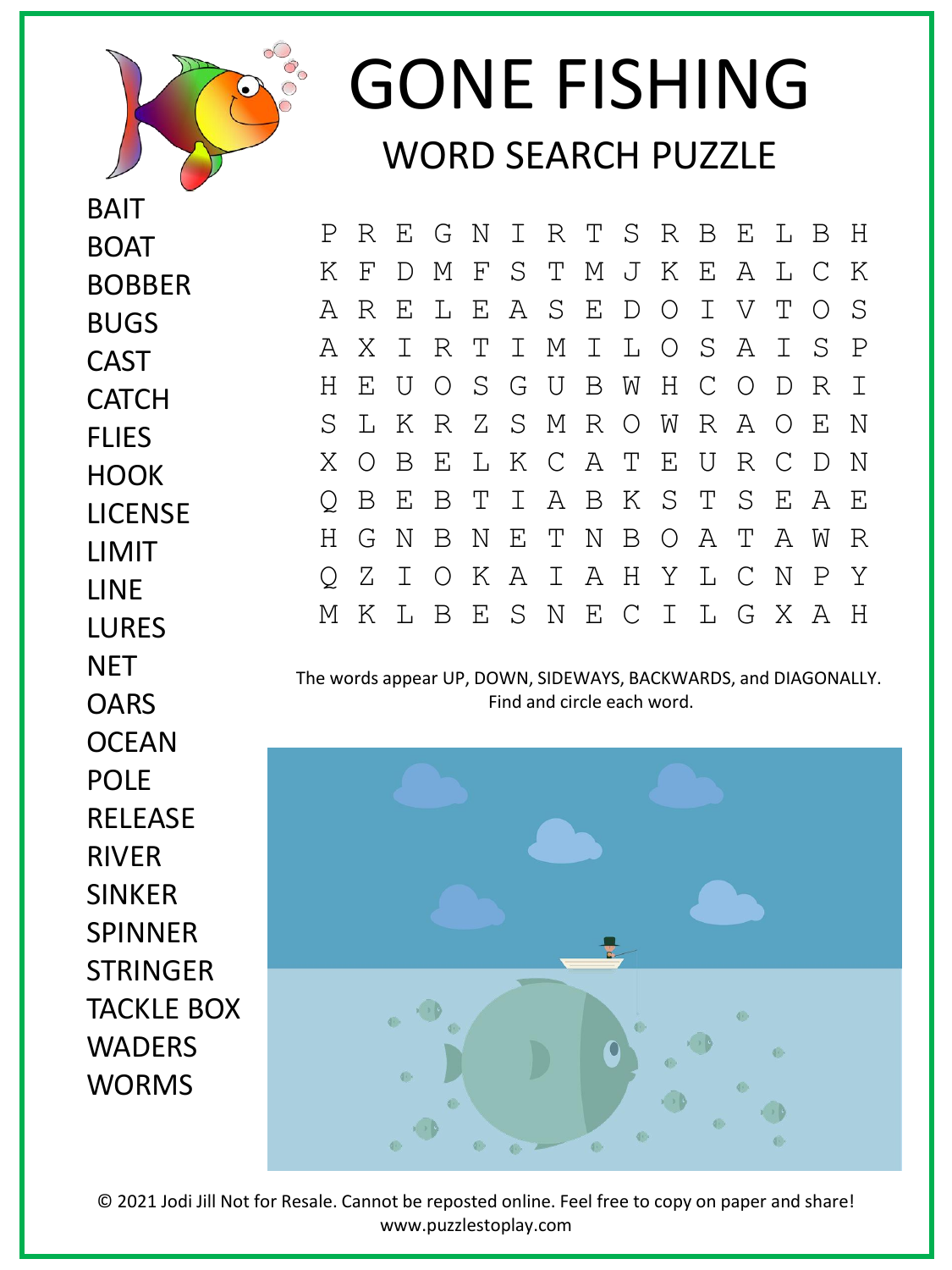# GONE FISHING

## WORD SEARCH PUZZLE

- BAIT
- BOAT
- BOBBER
- BUGS
- CAST
- CATCH
- FLIES
- HOOK
- LICENSE
- LIMIT
- LINE
- LURES
- NET
- OARS
- OCEAN
- POLE
- RELEASE
- RIVER
- SINKER
- SPINNER
- STRINGER
- TACKLE BOX
- WADERS
- WORMS

```
P R E G N I R T S R B E L B H
K F D M F S T M J K E A L C K
A R E L E A S E D O I V T O S
A X I R T I M I L O S A I S P
H E U O S G U B W H C O D R I
S L K R Z S M R O W R A O E N
X O B E L K C A T E U R C D N
Q B E B T I A B K S T S E A E
H G N B N E T N B O A T A W R
Q Z I O K A I A H Y L C N P Y
M K L B E S N E C I L G X A H
```

The words appear UP, DOWN, SIDEWAYS, BACKWARDS, and DIAGONALLY.
Find and circle each word.

© 2021 Jodi Jill Not for Resale. Cannot be reposted online. Feel free to copy on paper and share!
www.puzzlestoplay.com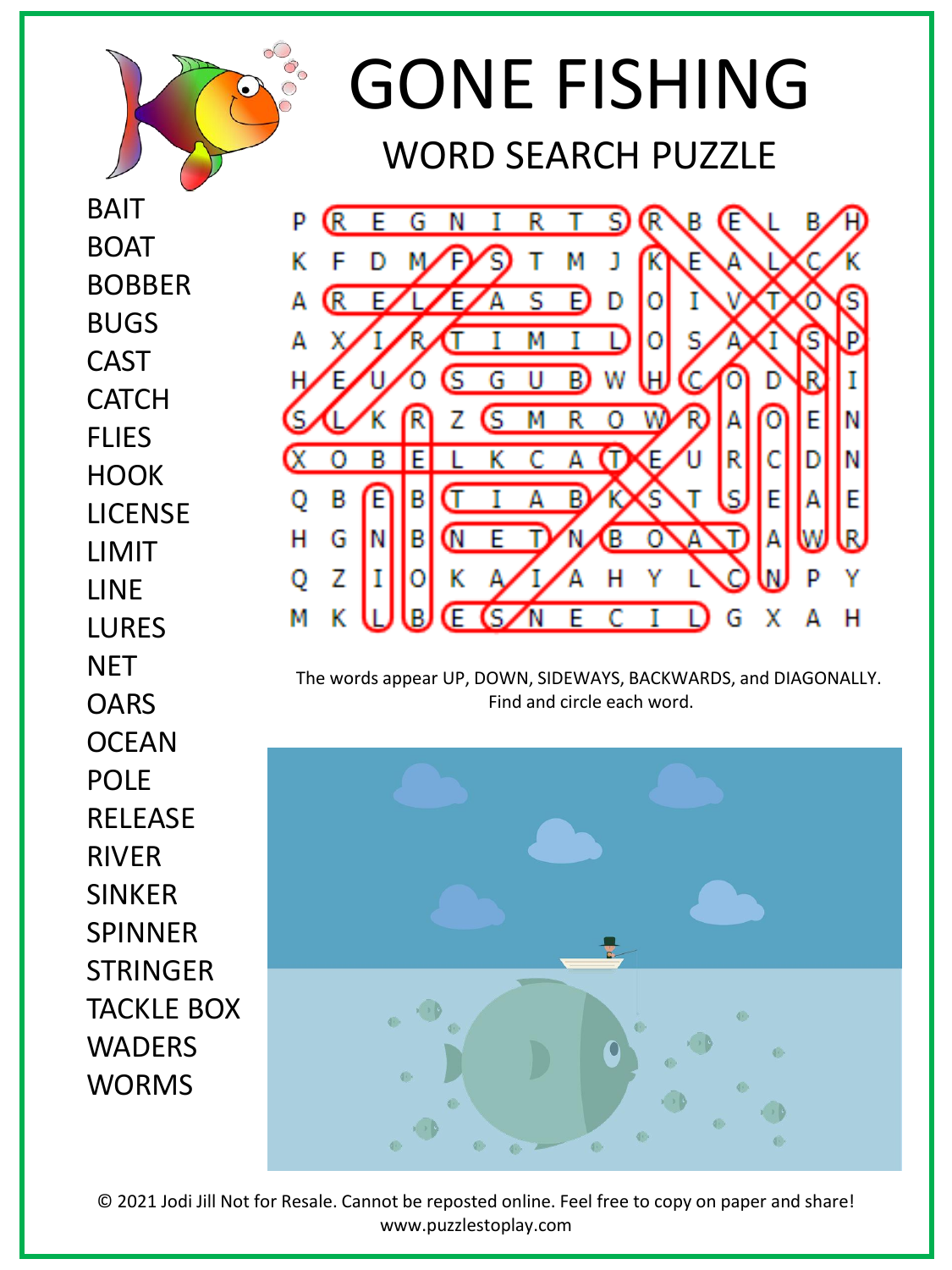# GONE FISHING

## WORD SEARCH PUZZLE

BAIT
BOAT
BOBBER
BUGS
CAST
CATCH
FLIES
HOOK
LICENSE
LIMIT
LINE
LURES
NET
OARS
OCEAN
POLE
RELEASE
RIVER
SINKER
SPINNER
STRINGER
TACKLE BOX
WADERS
WORMS

| | | | | | | | | | | | | | | |
|---|---|---|---|---|---|---|---|---|---|---|---|---|---|---|
| P | R | E | G | N | I | R | T | S | R | B | E | L | B | H |
| K | F | D | M | F | S | T | M | J | K | E | A | L | C | K |
| A | R | E | L | E | A | S | E | D | O | I | V | T | O | S |
| A | X | I | R | T | I | M | I | L | O | S | A | I | S | P |
| H | E | U | O | S | G | U | B | W | H | C | O | D | R | I |
| S | L | K | R | Z | S | M | R | O | W | R | A | O | E | N |
| X | O | B | E | L | K | C | A | T | E | U | R | C | D | N |
| Q | B | E | B | T | I | A | B | K | S | T | S | E | A | E |
| H | G | N | B | N | E | T | N | B | O | A | T | A | W | R |
| Q | Z | I | O | K | A | I | A | H | Y | L | C | N | P | Y |
| M | K | L | B | E | S | N | E | C | I | L | G | X | A | H |

The words appear UP, DOWN, SIDEWAYS, BACKWARDS, and DIAGONALLY.
Find and circle each word.

© 2021 Jodi Jill Not for Resale. Cannot be reposted online. Feel free to copy on paper and share!
www.puzzlestoplay.com